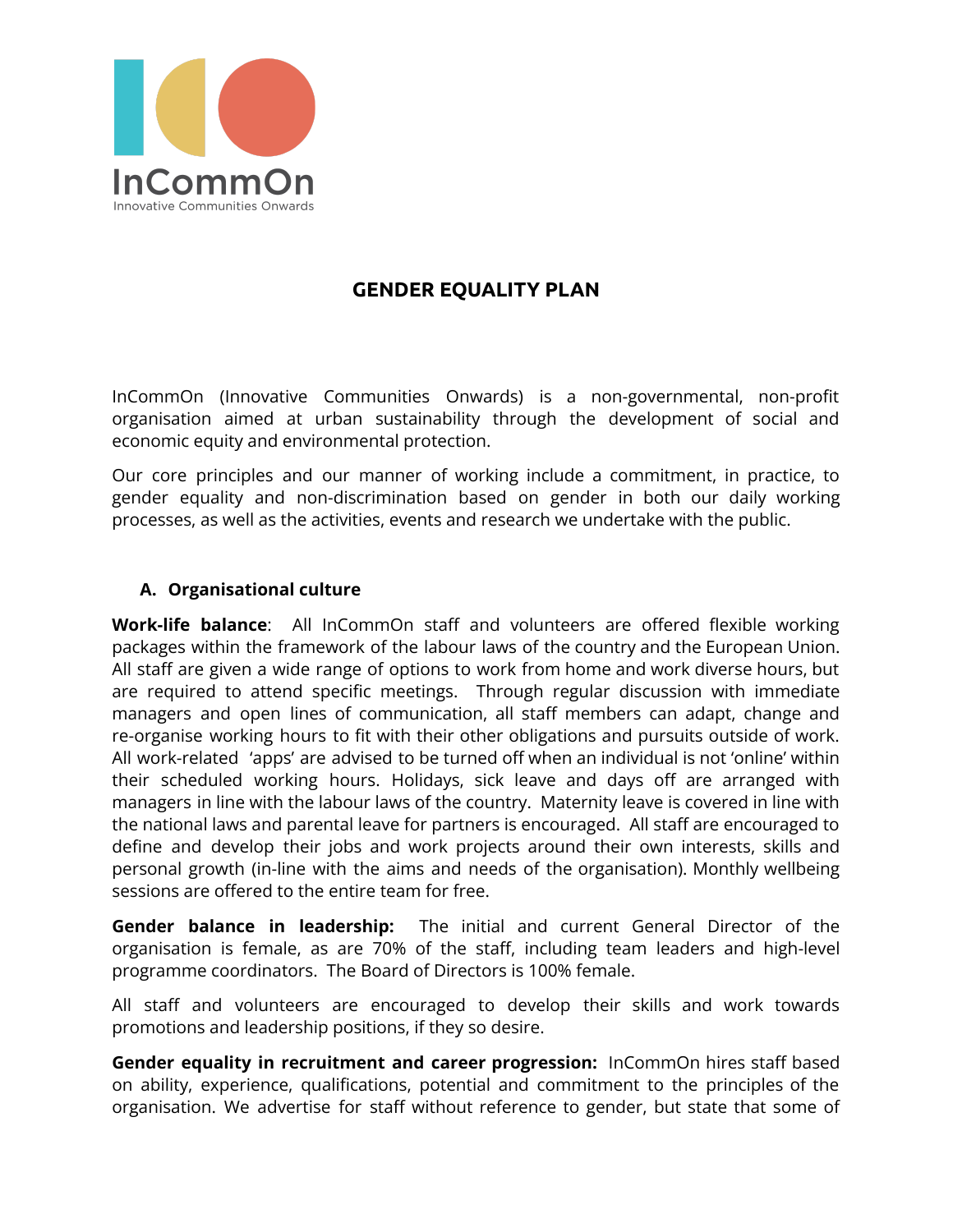InCommOn
Innovative Communities Onwards

# GENDER EQUALITY PLAN

InCommOn (Innovative Communities Onwards) is a non-governmental, non-profit organisation aimed at urban sustainability through the development of social and economic equity and environmental protection.

Our core principles and our manner of working include a commitment, in practice, to gender equality and non-discrimination based on gender in both our daily working processes, as well as the activities, events and research we undertake with the public.

## A. Organisational culture

**Work-life balance**: All InCommOn staff and volunteers are offered flexible working packages within the framework of the labour laws of the country and the European Union. All staff are given a wide range of options to work from home and work diverse hours, but are required to attend specific meetings. Through regular discussion with immediate managers and open lines of communication, all staff members can adapt, change and re-organise working hours to fit with their other obligations and pursuits outside of work. All work-related 'apps' are advised to be turned off when an individual is not 'online' within their scheduled working hours. Holidays, sick leave and days off are arranged with managers in line with the labour laws of the country. Maternity leave is covered in line with the national laws and parental leave for partners is encouraged. All staff are encouraged to define and develop their jobs and work projects around their own interests, skills and personal growth (in-line with the aims and needs of the organisation). Monthly wellbeing sessions are offered to the entire team for free.

**Gender balance in leadership:** The initial and current General Director of the organisation is female, as are 70% of the staff, including team leaders and high-level programme coordinators. The Board of Directors is 100% female.

All staff and volunteers are encouraged to develop their skills and work towards promotions and leadership positions, if they so desire.

**Gender equality in recruitment and career progression:** InCommOn hires staff based on ability, experience, qualifications, potential and commitment to the principles of the organisation. We advertise for staff without reference to gender, but state that some of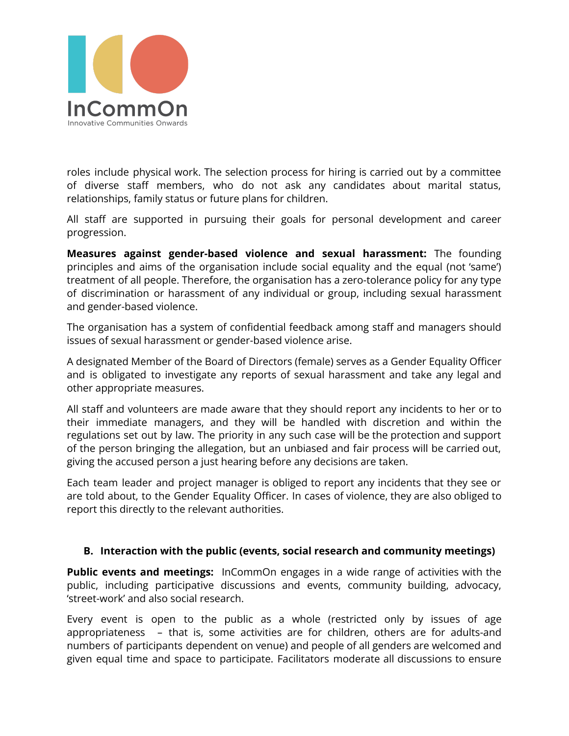roles include physical work. The selection process for hiring is carried out by a committee of diverse staff members, who do not ask any candidates about marital status, relationships, family status or future plans for children.

All staff are supported in pursuing their goals for personal development and career progression.

**Measures against gender-based violence and sexual harassment:** The founding principles and aims of the organisation include social equality and the equal (not 'same') treatment of all people. Therefore, the organisation has a zero-tolerance policy for any type of discrimination or harassment of any individual or group, including sexual harassment and gender-based violence.

The organisation has a system of confidential feedback among staff and managers should issues of sexual harassment or gender-based violence arise.

A designated Member of the Board of Directors (female) serves as a Gender Equality Officer and is obligated to investigate any reports of sexual harassment and take any legal and other appropriate measures.

All staff and volunteers are made aware that they should report any incidents to her or to their immediate managers, and they will be handled with discretion and within the regulations set out by law. The priority in any such case will be the protection and support of the person bringing the allegation, but an unbiased and fair process will be carried out, giving the accused person a just hearing before any decisions are taken.

Each team leader and project manager is obliged to report any incidents that they see or are told about, to the Gender Equality Officer. In cases of violence, they are also obliged to report this directly to the relevant authorities.

## B. Interaction with the public (events, social research and community meetings)

**Public events and meetings:** InCommOn engages in a wide range of activities with the public, including participative discussions and events, community building, advocacy, 'street-work' and also social research.

Every event is open to the public as a whole (restricted only by issues of age appropriateness – that is, some activities are for children, others are for adults-and numbers of participants dependent on venue) and people of all genders are welcomed and given equal time and space to participate. Facilitators moderate all discussions to ensure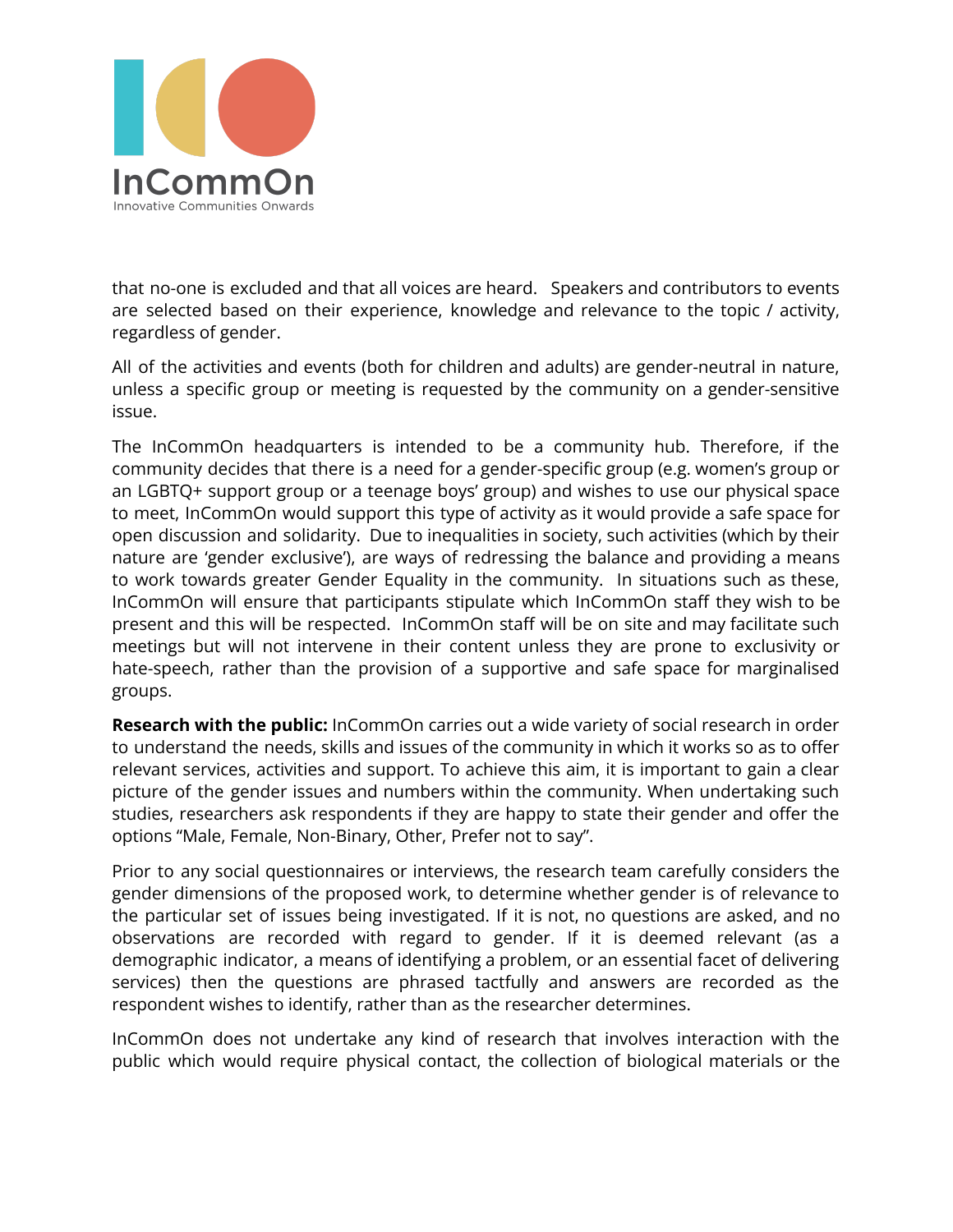that no-one is excluded and that all voices are heard. Speakers and contributors to events are selected based on their experience, knowledge and relevance to the topic / activity, regardless of gender.

All of the activities and events (both for children and adults) are gender-neutral in nature, unless a specific group or meeting is requested by the community on a gender-sensitive issue.

The InCommOn headquarters is intended to be a community hub. Therefore, if the community decides that there is a need for a gender-specific group (e.g. women's group or an LGBTQ+ support group or a teenage boys' group) and wishes to use our physical space to meet, InCommOn would support this type of activity as it would provide a safe space for open discussion and solidarity. Due to inequalities in society, such activities (which by their nature are 'gender exclusive'), are ways of redressing the balance and providing a means to work towards greater Gender Equality in the community. In situations such as these, InCommOn will ensure that participants stipulate which InCommOn staff they wish to be present and this will be respected. InCommOn staff will be on site and may facilitate such meetings but will not intervene in their content unless they are prone to exclusivity or hate-speech, rather than the provision of a supportive and safe space for marginalised groups.

**Research with the public:** InCommOn carries out a wide variety of social research in order to understand the needs, skills and issues of the community in which it works so as to offer relevant services, activities and support. To achieve this aim, it is important to gain a clear picture of the gender issues and numbers within the community. When undertaking such studies, researchers ask respondents if they are happy to state their gender and offer the options "Male, Female, Non-Binary, Other, Prefer not to say".

Prior to any social questionnaires or interviews, the research team carefully considers the gender dimensions of the proposed work, to determine whether gender is of relevance to the particular set of issues being investigated. If it is not, no questions are asked, and no observations are recorded with regard to gender. If it is deemed relevant (as a demographic indicator, a means of identifying a problem, or an essential facet of delivering services) then the questions are phrased tactfully and answers are recorded as the respondent wishes to identify, rather than as the researcher determines.

InCommOn does not undertake any kind of research that involves interaction with the public which would require physical contact, the collection of biological materials or the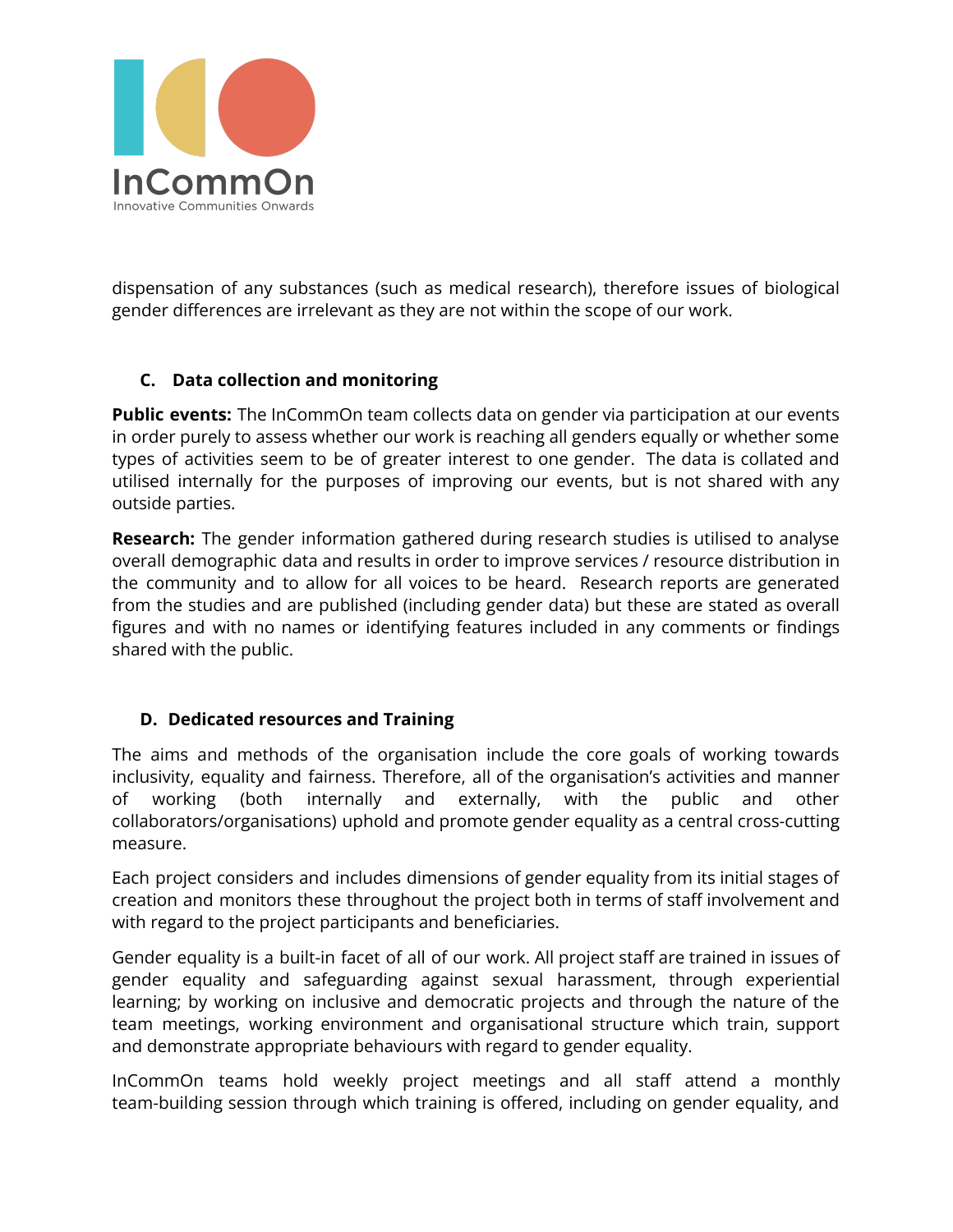dispensation of any substances (such as medical research), therefore issues of biological gender differences are irrelevant as they are not within the scope of our work.

### C. Data collection and monitoring

**Public events:** The InCommOn team collects data on gender via participation at our events in order purely to assess whether our work is reaching all genders equally or whether some types of activities seem to be of greater interest to one gender. The data is collated and utilised internally for the purposes of improving our events, but is not shared with any outside parties.

**Research:** The gender information gathered during research studies is utilised to analyse overall demographic data and results in order to improve services / resource distribution in the community and to allow for all voices to be heard. Research reports are generated from the studies and are published (including gender data) but these are stated as overall figures and with no names or identifying features included in any comments or findings shared with the public.

### D. Dedicated resources and Training

The aims and methods of the organisation include the core goals of working towards inclusivity, equality and fairness. Therefore, all of the organisation's activities and manner of working (both internally and externally, with the public and other collaborators/organisations) uphold and promote gender equality as a central cross-cutting measure.

Each project considers and includes dimensions of gender equality from its initial stages of creation and monitors these throughout the project both in terms of staff involvement and with regard to the project participants and beneficiaries.

Gender equality is a built-in facet of all of our work. All project staff are trained in issues of gender equality and safeguarding against sexual harassment, through experiential learning; by working on inclusive and democratic projects and through the nature of the team meetings, working environment and organisational structure which train, support and demonstrate appropriate behaviours with regard to gender equality.

InCommOn teams hold weekly project meetings and all staff attend a monthly team-building session through which training is offered, including on gender equality, and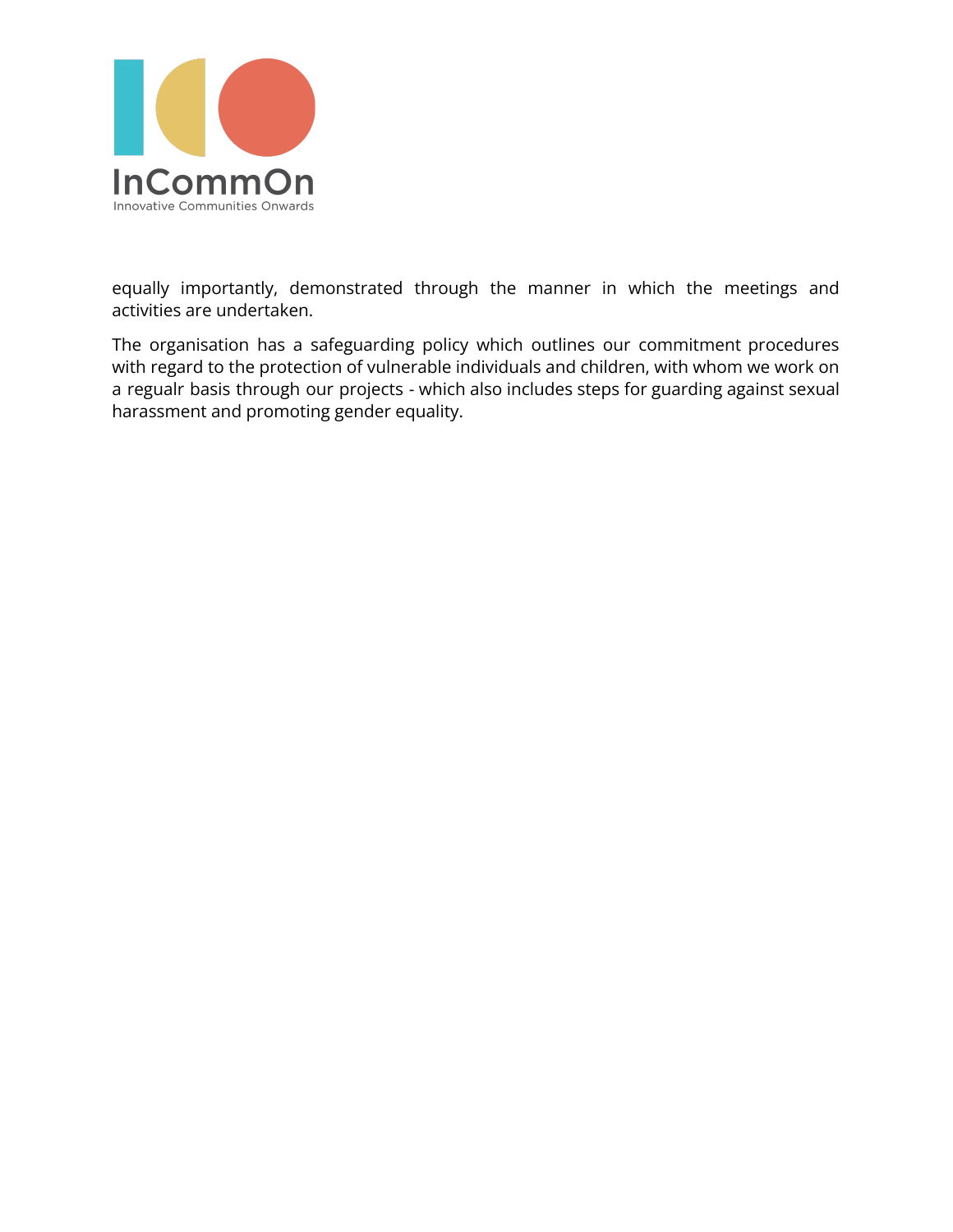equally importantly, demonstrated through the manner in which the meetings and activities are undertaken.

The organisation has a safeguarding policy which outlines our commitment procedures with regard to the protection of vulnerable individuals and children, with whom we work on a regualr basis through our projects - which also includes steps for guarding against sexual harassment and promoting gender equality.